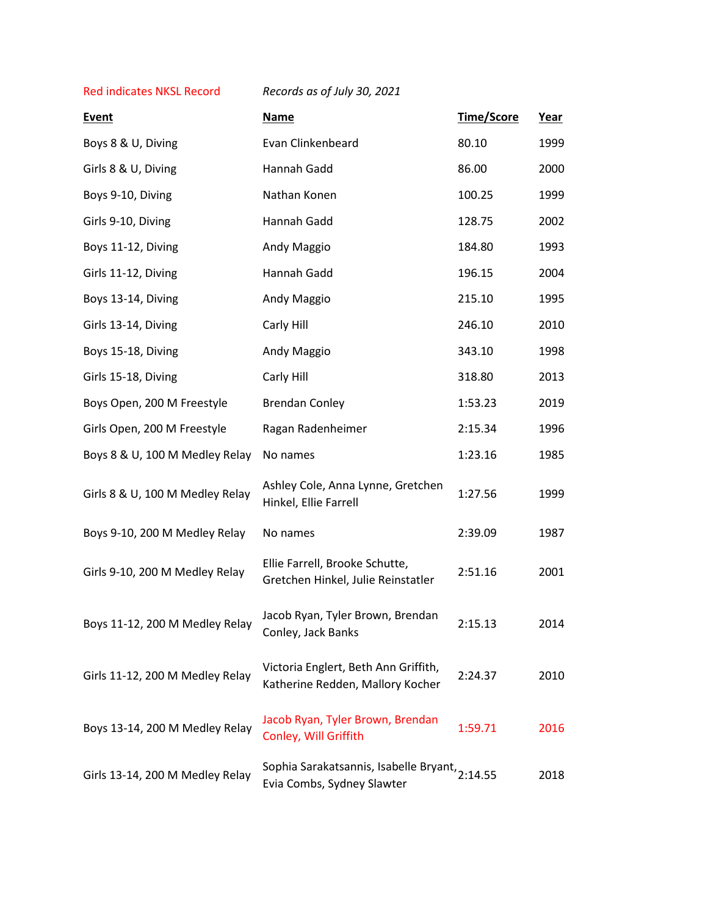Red indicates NKSL Record *Records as of July 30, 2021*

| **Event** | **Name** | **Time/Score** | **Year** |
|---|---|---|---|
| Boys 8 & U, Diving | Evan Clinkenbeard | 80.10 | 1999 |
| Girls 8 & U, Diving | Hannah Gadd | 86.00 | 2000 |
| Boys 9-10, Diving | Nathan Konen | 100.25 | 1999 |
| Girls 9-10, Diving | Hannah Gadd | 128.75 | 2002 |
| Boys 11-12, Diving | Andy Maggio | 184.80 | 1993 |
| Girls 11-12, Diving | Hannah Gadd | 196.15 | 2004 |
| Boys 13-14, Diving | Andy Maggio | 215.10 | 1995 |
| Girls 13-14, Diving | Carly Hill | 246.10 | 2010 |
| Boys 15-18, Diving | Andy Maggio | 343.10 | 1998 |
| Girls 15-18, Diving | Carly Hill | 318.80 | 2013 |
| Boys Open, 200 M Freestyle | Brendan Conley | 1:53.23 | 2019 |
| Girls Open, 200 M Freestyle | Ragan Radenheimer | 2:15.34 | 1996 |
| Boys 8 & U, 100 M Medley Relay | No names | 1:23.16 | 1985 |
| Girls 8 & U, 100 M Medley Relay | Ashley Cole, Anna Lynne, Gretchen Hinkel, Ellie Farrell | 1:27.56 | 1999 |
| Boys 9-10, 200 M Medley Relay | No names | 2:39.09 | 1987 |
| Girls 9-10, 200 M Medley Relay | Ellie Farrell, Brooke Schutte, Gretchen Hinkel, Julie Reinstatler | 2:51.16 | 2001 |
| Boys 11-12, 200 M Medley Relay | Jacob Ryan, Tyler Brown, Brendan Conley, Jack Banks | 2:15.13 | 2014 |
| Girls 11-12, 200 M Medley Relay | Victoria Englert, Beth Ann Griffith, Katherine Redden, Mallory Kocher | 2:24.37 | 2010 |
| Boys 13-14, 200 M Medley Relay | Jacob Ryan, Tyler Brown, Brendan Conley, Will Griffith | 1:59.71 | 2016 |
| Girls 13-14, 200 M Medley Relay | Sophia Sarakatsannis, Isabelle Bryant, Evia Combs, Sydney Slawter | 2:14.55 | 2018 |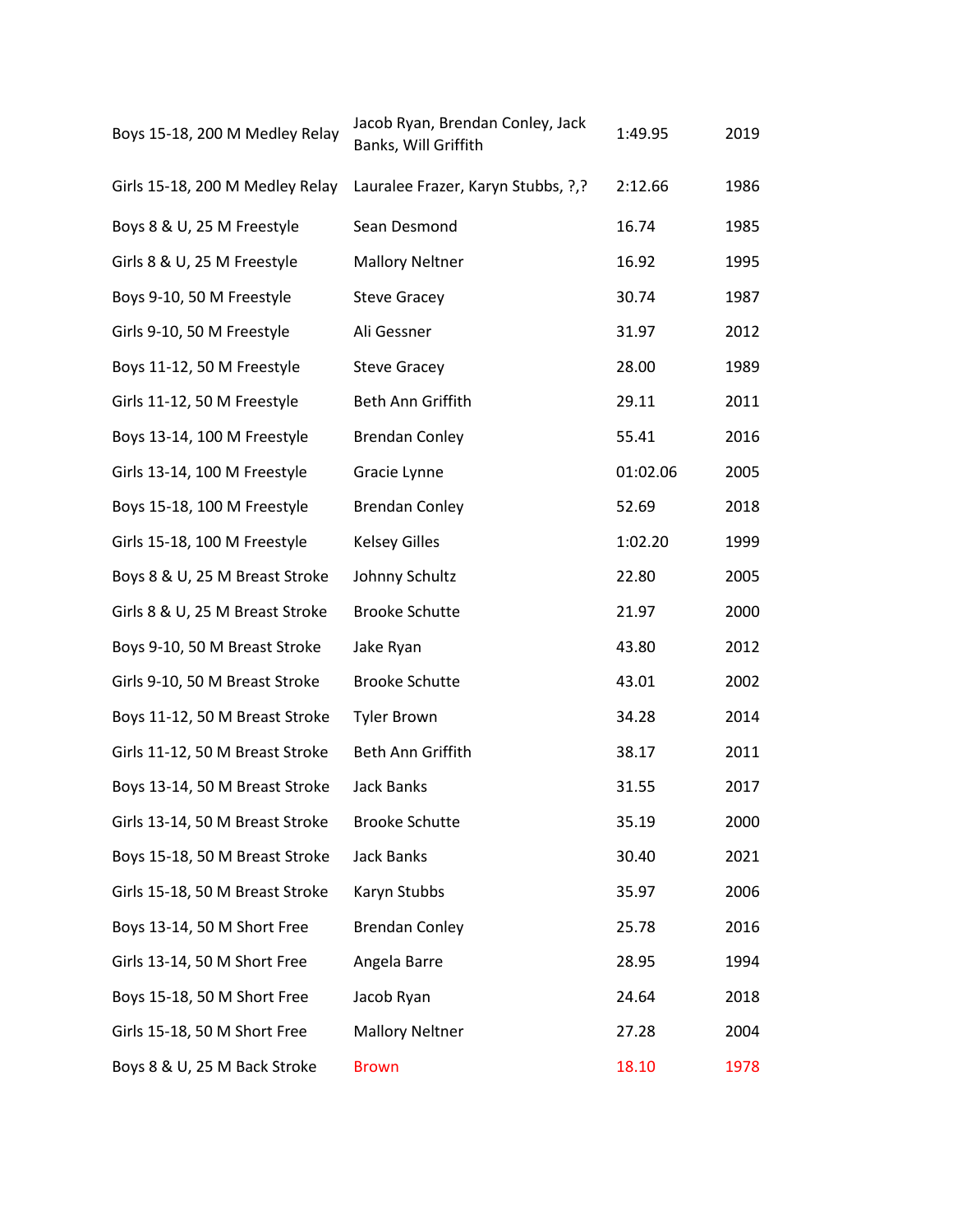| | | | |
|---|---|---|---|
| Boys 15-18, 200 M Medley Relay | Jacob Ryan, Brendan Conley, Jack Banks, Will Griffith | 1:49.95 | 2019 |
| Girls 15-18, 200 M Medley Relay | Lauralee Frazer, Karyn Stubbs, ?,? | 2:12.66 | 1986 |
| Boys 8 & U, 25 M Freestyle | Sean Desmond | 16.74 | 1985 |
| Girls 8 & U, 25 M Freestyle | Mallory Neltner | 16.92 | 1995 |
| Boys 9-10, 50 M Freestyle | Steve Gracey | 30.74 | 1987 |
| Girls 9-10, 50 M Freestyle | Ali Gessner | 31.97 | 2012 |
| Boys 11-12, 50 M Freestyle | Steve Gracey | 28.00 | 1989 |
| Girls 11-12, 50 M Freestyle | Beth Ann Griffith | 29.11 | 2011 |
| Boys 13-14, 100 M Freestyle | Brendan Conley | 55.41 | 2016 |
| Girls 13-14, 100 M Freestyle | Gracie Lynne | 01:02.06 | 2005 |
| Boys 15-18, 100 M Freestyle | Brendan Conley | 52.69 | 2018 |
| Girls 15-18, 100 M Freestyle | Kelsey Gilles | 1:02.20 | 1999 |
| Boys 8 & U, 25 M Breast Stroke | Johnny Schultz | 22.80 | 2005 |
| Girls 8 & U, 25 M Breast Stroke | Brooke Schutte | 21.97 | 2000 |
| Boys 9-10, 50 M Breast Stroke | Jake Ryan | 43.80 | 2012 |
| Girls 9-10, 50 M Breast Stroke | Brooke Schutte | 43.01 | 2002 |
| Boys 11-12, 50 M Breast Stroke | Tyler Brown | 34.28 | 2014 |
| Girls 11-12, 50 M Breast Stroke | Beth Ann Griffith | 38.17 | 2011 |
| Boys 13-14, 50 M Breast Stroke | Jack Banks | 31.55 | 2017 |
| Girls 13-14, 50 M Breast Stroke | Brooke Schutte | 35.19 | 2000 |
| Boys 15-18, 50 M Breast Stroke | Jack Banks | 30.40 | 2021 |
| Girls 15-18, 50 M Breast Stroke | Karyn Stubbs | 35.97 | 2006 |
| Boys 13-14, 50 M Short Free | Brendan Conley | 25.78 | 2016 |
| Girls 13-14, 50 M Short Free | Angela Barre | 28.95 | 1994 |
| Boys 15-18, 50 M Short Free | Jacob Ryan | 24.64 | 2018 |
| Girls 15-18, 50 M Short Free | Mallory Neltner | 27.28 | 2004 |
| Boys 8 & U, 25 M Back Stroke | Brown | 18.10 | 1978 |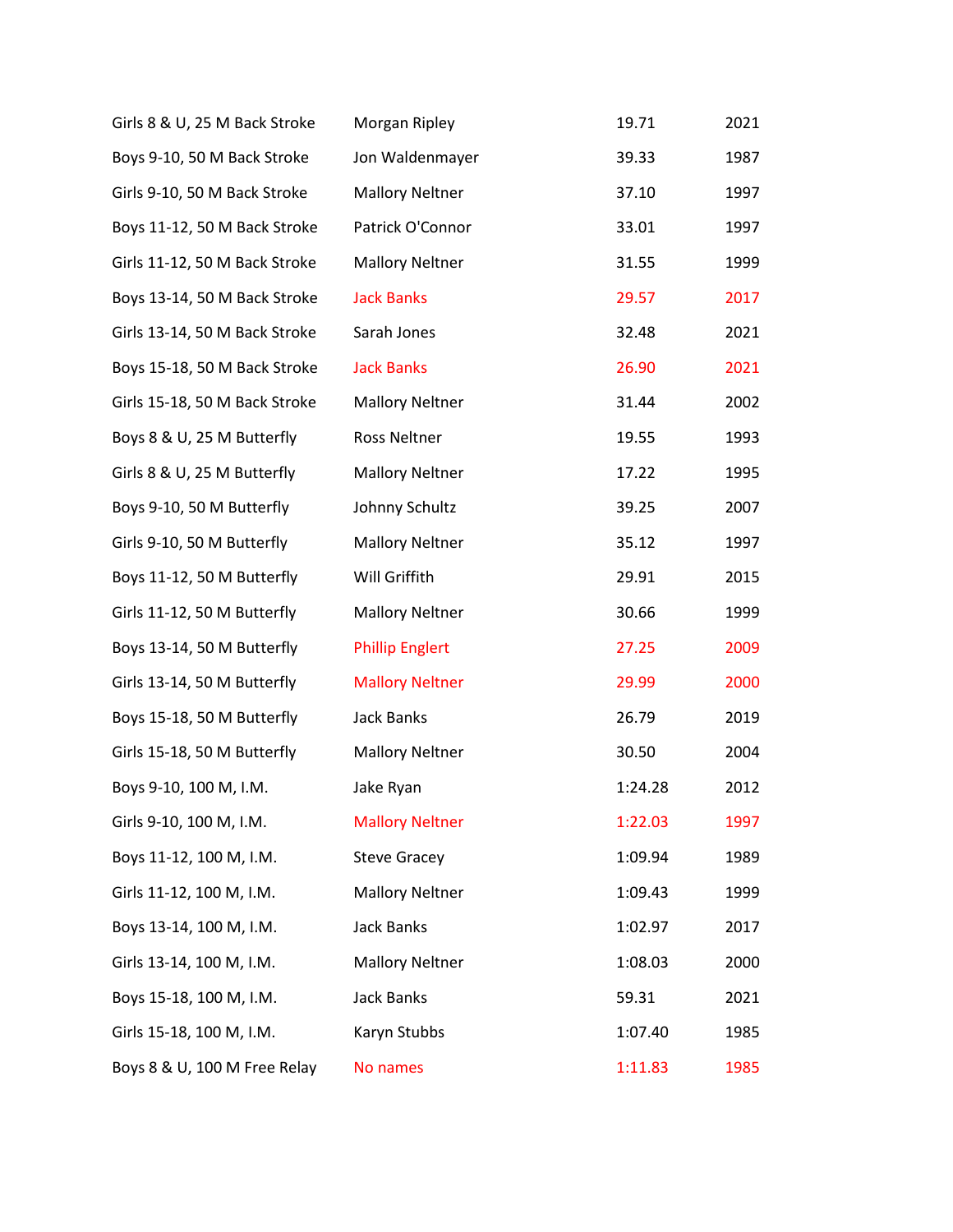| | | | |
|---|---|---|---|
| Girls 8 & U, 25 M Back Stroke | Morgan Ripley | 19.71 | 2021 |
| Boys 9-10, 50 M Back Stroke | Jon Waldenmayer | 39.33 | 1987 |
| Girls 9-10, 50 M Back Stroke | Mallory Neltner | 37.10 | 1997 |
| Boys 11-12, 50 M Back Stroke | Patrick O'Connor | 33.01 | 1997 |
| Girls 11-12, 50 M Back Stroke | Mallory Neltner | 31.55 | 1999 |
| Boys 13-14, 50 M Back Stroke | Jack Banks | 29.57 | 2017 |
| Girls 13-14, 50 M Back Stroke | Sarah Jones | 32.48 | 2021 |
| Boys 15-18, 50 M Back Stroke | Jack Banks | 26.90 | 2021 |
| Girls 15-18, 50 M Back Stroke | Mallory Neltner | 31.44 | 2002 |
| Boys 8 & U, 25 M Butterfly | Ross Neltner | 19.55 | 1993 |
| Girls 8 & U, 25 M Butterfly | Mallory Neltner | 17.22 | 1995 |
| Boys 9-10, 50 M Butterfly | Johnny Schultz | 39.25 | 2007 |
| Girls 9-10, 50 M Butterfly | Mallory Neltner | 35.12 | 1997 |
| Boys 11-12, 50 M Butterfly | Will Griffith | 29.91 | 2015 |
| Girls 11-12, 50 M Butterfly | Mallory Neltner | 30.66 | 1999 |
| Boys 13-14, 50 M Butterfly | Phillip Englert | 27.25 | 2009 |
| Girls 13-14, 50 M Butterfly | Mallory Neltner | 29.99 | 2000 |
| Boys 15-18, 50 M Butterfly | Jack Banks | 26.79 | 2019 |
| Girls 15-18, 50 M Butterfly | Mallory Neltner | 30.50 | 2004 |
| Boys 9-10, 100 M, I.M. | Jake Ryan | 1:24.28 | 2012 |
| Girls 9-10, 100 M, I.M. | Mallory Neltner | 1:22.03 | 1997 |
| Boys 11-12, 100 M, I.M. | Steve Gracey | 1:09.94 | 1989 |
| Girls 11-12, 100 M, I.M. | Mallory Neltner | 1:09.43 | 1999 |
| Boys 13-14, 100 M, I.M. | Jack Banks | 1:02.97 | 2017 |
| Girls 13-14, 100 M, I.M. | Mallory Neltner | 1:08.03 | 2000 |
| Boys 15-18, 100 M, I.M. | Jack Banks | 59.31 | 2021 |
| Girls 15-18, 100 M, I.M. | Karyn Stubbs | 1:07.40 | 1985 |
| Boys 8 & U, 100 M Free Relay | No names | 1:11.83 | 1985 |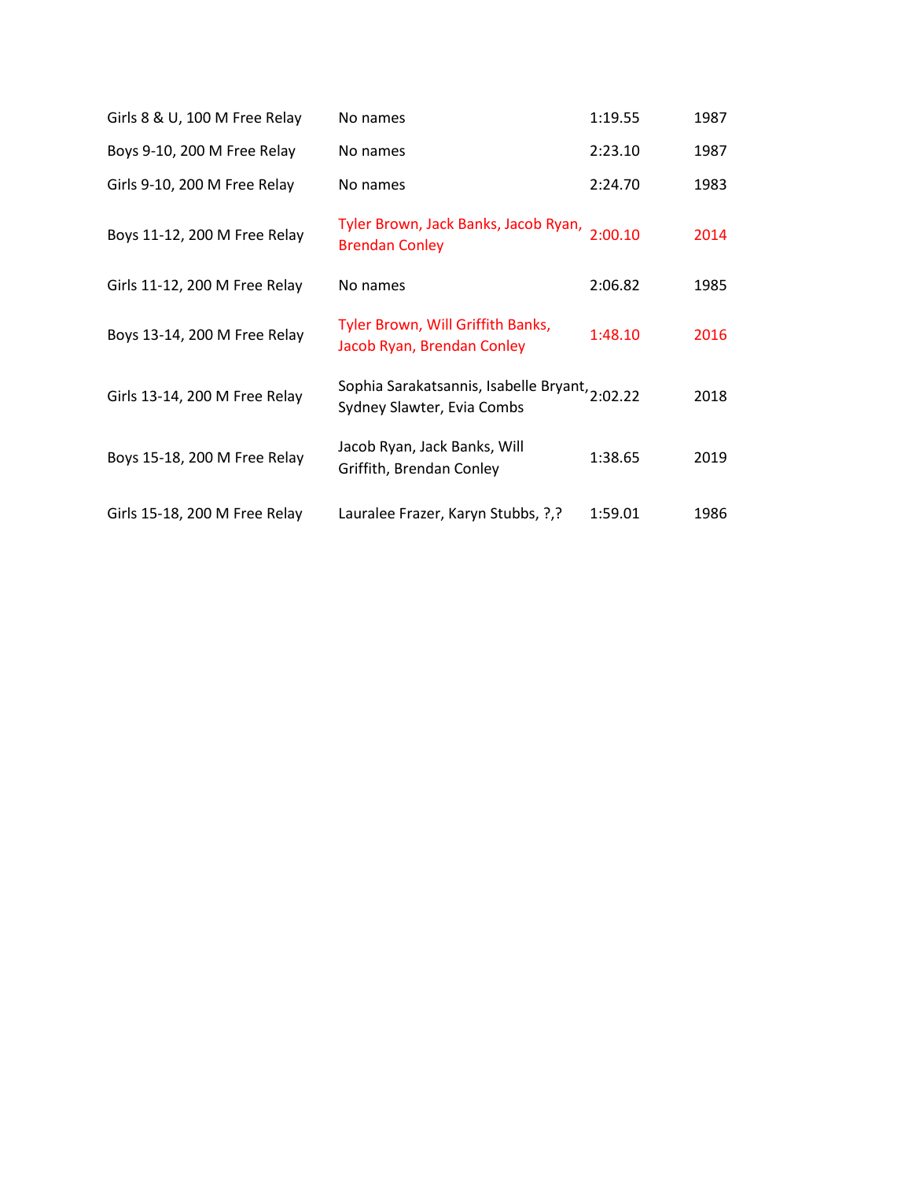| | | | |
|---|---|---|---|
| Girls 8 & U, 100 M Free Relay | No names | 1:19.55 | 1987 |
| Boys 9-10, 200 M Free Relay | No names | 2:23.10 | 1987 |
| Girls 9-10, 200 M Free Relay | No names | 2:24.70 | 1983 |
| Boys 11-12, 200 M Free Relay | Tyler Brown, Jack Banks, Jacob Ryan, Brendan Conley | 2:00.10 | 2014 |
| Girls 11-12, 200 M Free Relay | No names | 2:06.82 | 1985 |
| Boys 13-14, 200 M Free Relay | Tyler Brown, Will Griffith Banks, Jacob Ryan, Brendan Conley | 1:48.10 | 2016 |
| Girls 13-14, 200 M Free Relay | Sophia Sarakatsannis, Isabelle Bryant, Sydney Slawter, Evia Combs | 2:02.22 | 2018 |
| Boys 15-18, 200 M Free Relay | Jacob Ryan, Jack Banks, Will Griffith, Brendan Conley | 1:38.65 | 2019 |
| Girls 15-18, 200 M Free Relay | Lauralee Frazer, Karyn Stubbs, ?,? | 1:59.01 | 1986 |